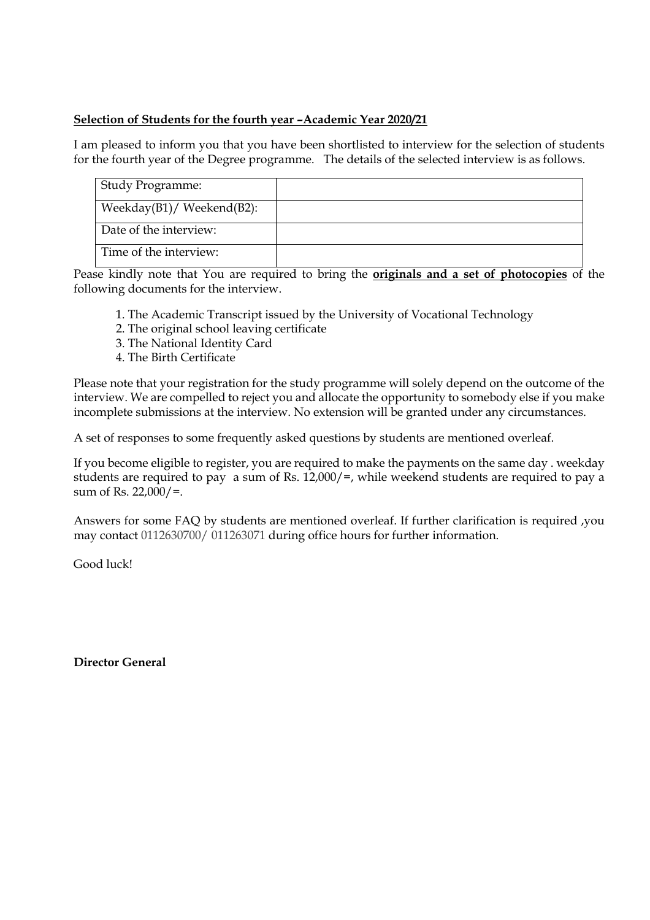**Selection of Students for the fourth year –Academic Year 2020/21**

I am pleased to inform you that you have been shortlisted to interview for the selection of students for the fourth year of the Degree programme. The details of the selected interview is as follows.

| Study Programme: | |
|---|---|
| Weekday(B1)/ Weekend(B2): | |
| Date of the interview: | |
| Time of the interview: | |

Pease kindly note that You are required to bring the **originals and a set of photocopies** of the following documents for the interview.

1. The Academic Transcript issued by the University of Vocational Technology
2. The original school leaving certificate
3. The National Identity Card
4. The Birth Certificate

Please note that your registration for the study programme will solely depend on the outcome of the interview. We are compelled to reject you and allocate the opportunity to somebody else if you make incomplete submissions at the interview. No extension will be granted under any circumstances.

A set of responses to some frequently asked questions by students are mentioned overleaf.

If you become eligible to register, you are required to make the payments on the same day . weekday students are required to pay a sum of Rs. 12,000/=, while weekend students are required to pay a sum of Rs. 22,000/=.

Answers for some FAQ by students are mentioned overleaf. If further clarification is required ,you may contact 0112630700/ 011263071 during office hours for further information.

Good luck!

**Director General**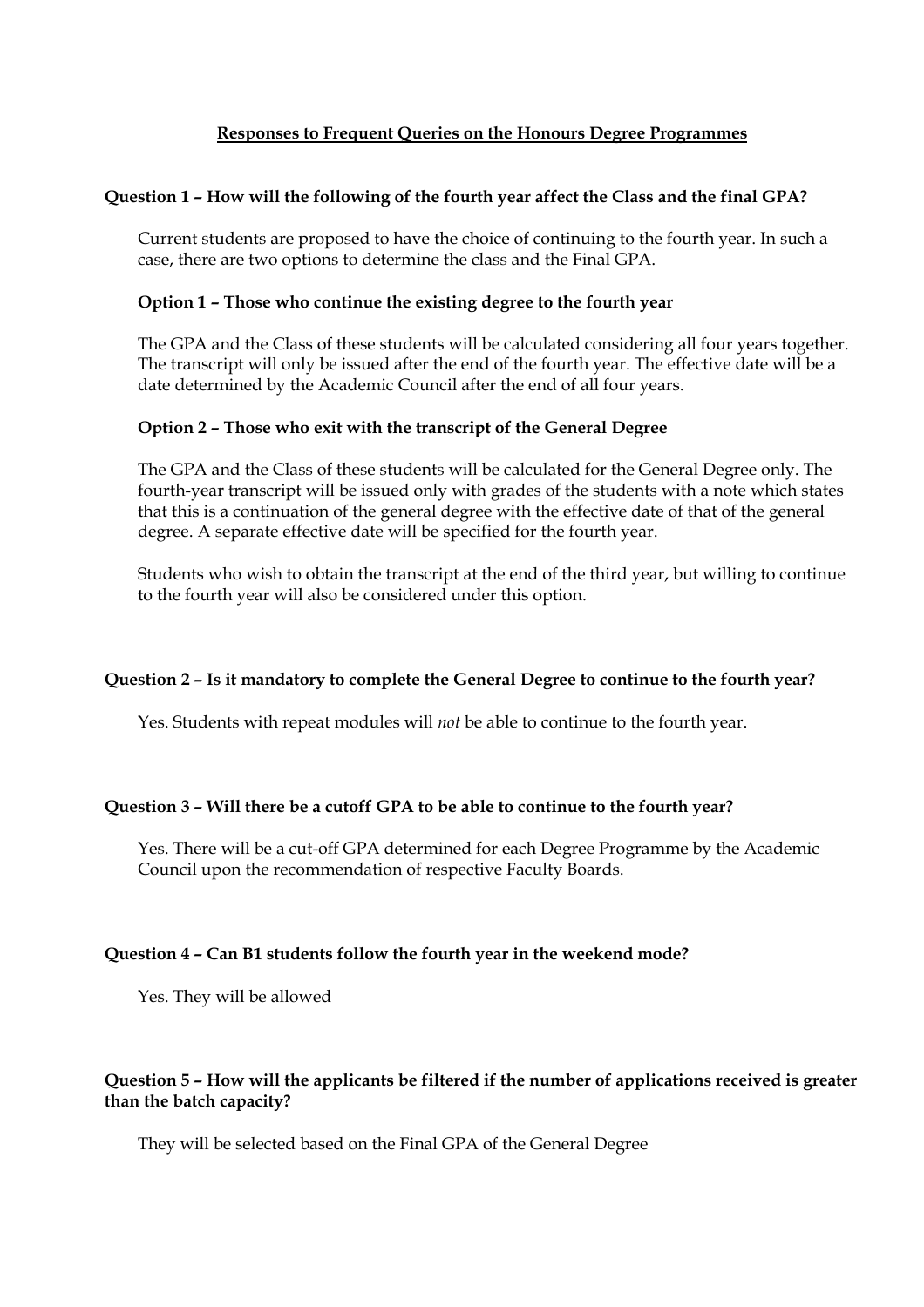## Responses to Frequent Queries on the Honours Degree Programmes

**Question 1 – How will the following of the fourth year affect the Class and the final GPA?**

Current students are proposed to have the choice of continuing to the fourth year. In such a case, there are two options to determine the class and the Final GPA.

**Option 1 – Those who continue the existing degree to the fourth year**

The GPA and the Class of these students will be calculated considering all four years together. The transcript will only be issued after the end of the fourth year. The effective date will be a date determined by the Academic Council after the end of all four years.

**Option 2 – Those who exit with the transcript of the General Degree**

The GPA and the Class of these students will be calculated for the General Degree only. The fourth-year transcript will be issued only with grades of the students with a note which states that this is a continuation of the general degree with the effective date of that of the general degree. A separate effective date will be specified for the fourth year.

Students who wish to obtain the transcript at the end of the third year, but willing to continue to the fourth year will also be considered under this option.

**Question 2 – Is it mandatory to complete the General Degree to continue to the fourth year?**

Yes. Students with repeat modules will *not* be able to continue to the fourth year.

**Question 3 – Will there be a cutoff GPA to be able to continue to the fourth year?**

Yes. There will be a cut-off GPA determined for each Degree Programme by the Academic Council upon the recommendation of respective Faculty Boards.

**Question 4 – Can B1 students follow the fourth year in the weekend mode?**

Yes. They will be allowed

**Question 5 – How will the applicants be filtered if the number of applications received is greater than the batch capacity?**

They will be selected based on the Final GPA of the General Degree